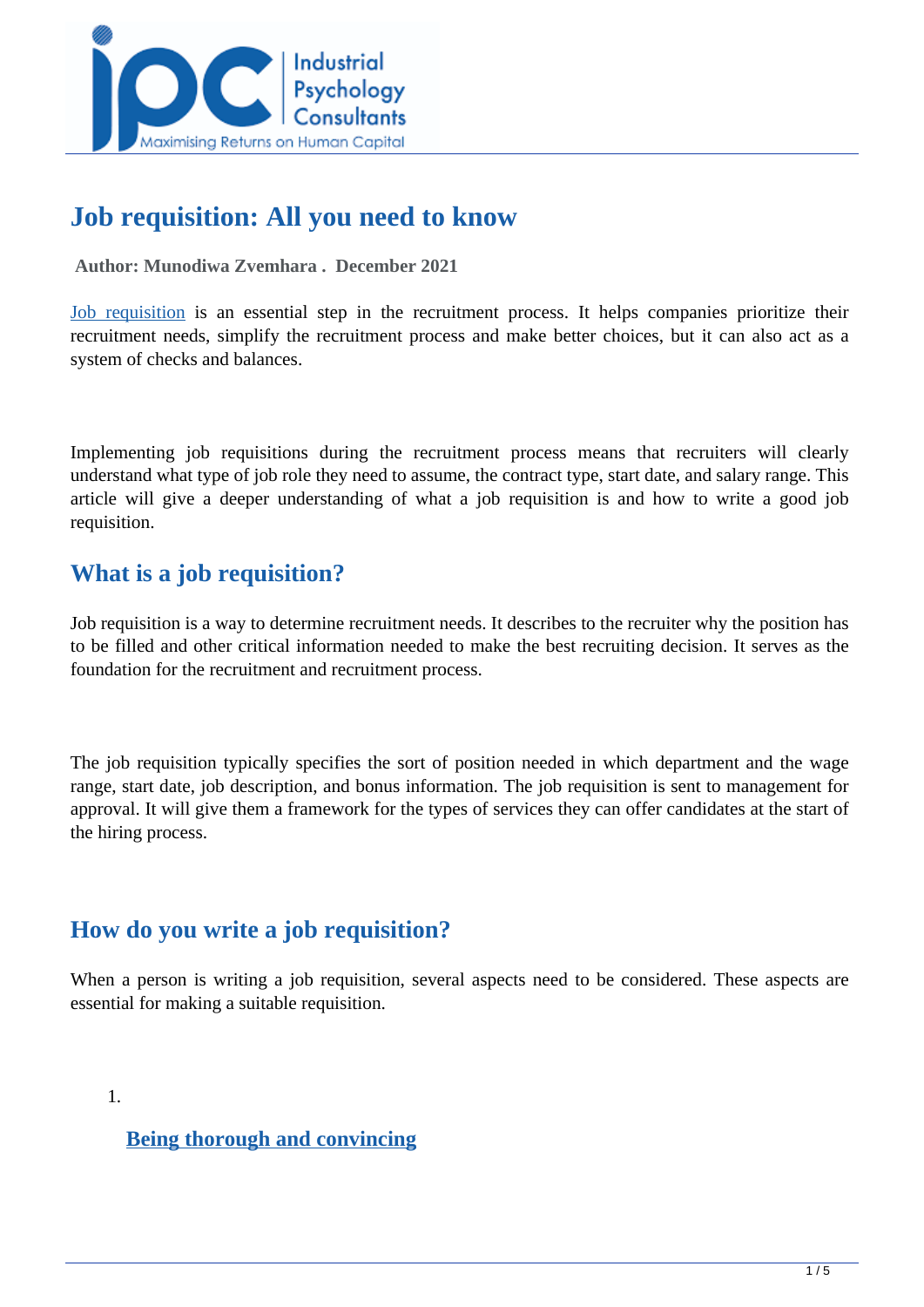# Job requisition: All you need to know

**Author: Munodiwa Zvemhara . December 2021**

Job requisition is an essential step in the recruitment process. It helps companies prioritize their recruitment needs, simplify the recruitment process and make better choices, but it can also act as a system of checks and balances.

Implementing job requisitions during the recruitment process means that recruiters will clearly understand what type of job role they need to assume, the contract type, start date, and salary range. This article will give a deeper understanding of what a job requisition is and how to write a good job requisition.

## What is a job requisition?

Job requisition is a way to determine recruitment needs. It describes to the recruiter why the position has to be filled and other critical information needed to make the best recruiting decision. It serves as the foundation for the recruitment and recruitment process.

The job requisition typically specifies the sort of position needed in which department and the wage range, start date, job description, and bonus information. The job requisition is sent to management for approval. It will give them a framework for the types of services they can offer candidates at the start of the hiring process.

## How do you write a job requisition?

When a person is writing a job requisition, several aspects need to be considered. These aspects are essential for making a suitable requisition.

1. **Being thorough and convincing**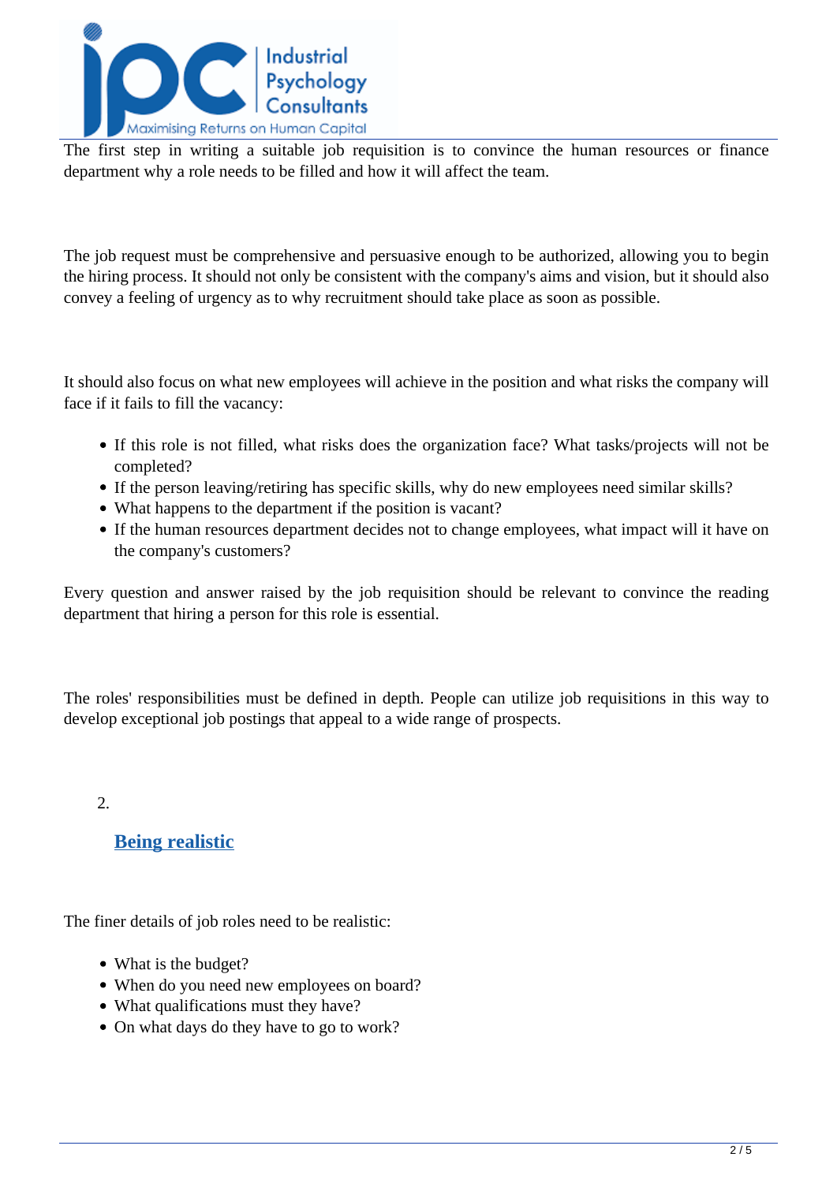The first step in writing a suitable job requisition is to convince the human resources or finance department why a role needs to be filled and how it will affect the team.

The job request must be comprehensive and persuasive enough to be authorized, allowing you to begin the hiring process. It should not only be consistent with the company's aims and vision, but it should also convey a feeling of urgency as to why recruitment should take place as soon as possible.

It should also focus on what new employees will achieve in the position and what risks the company will face if it fails to fill the vacancy:

- If this role is not filled, what risks does the organization face? What tasks/projects will not be completed?
- If the person leaving/retiring has specific skills, why do new employees need similar skills?
- What happens to the department if the position is vacant?
- If the human resources department decides not to change employees, what impact will it have on the company's customers?

Every question and answer raised by the job requisition should be relevant to convince the reading department that hiring a person for this role is essential.

The roles' responsibilities must be defined in depth. People can utilize job requisitions in this way to develop exceptional job postings that appeal to a wide range of prospects.

2.

## Being realistic

The finer details of job roles need to be realistic:

- What is the budget?
- When do you need new employees on board?
- What qualifications must they have?
- On what days do they have to go to work?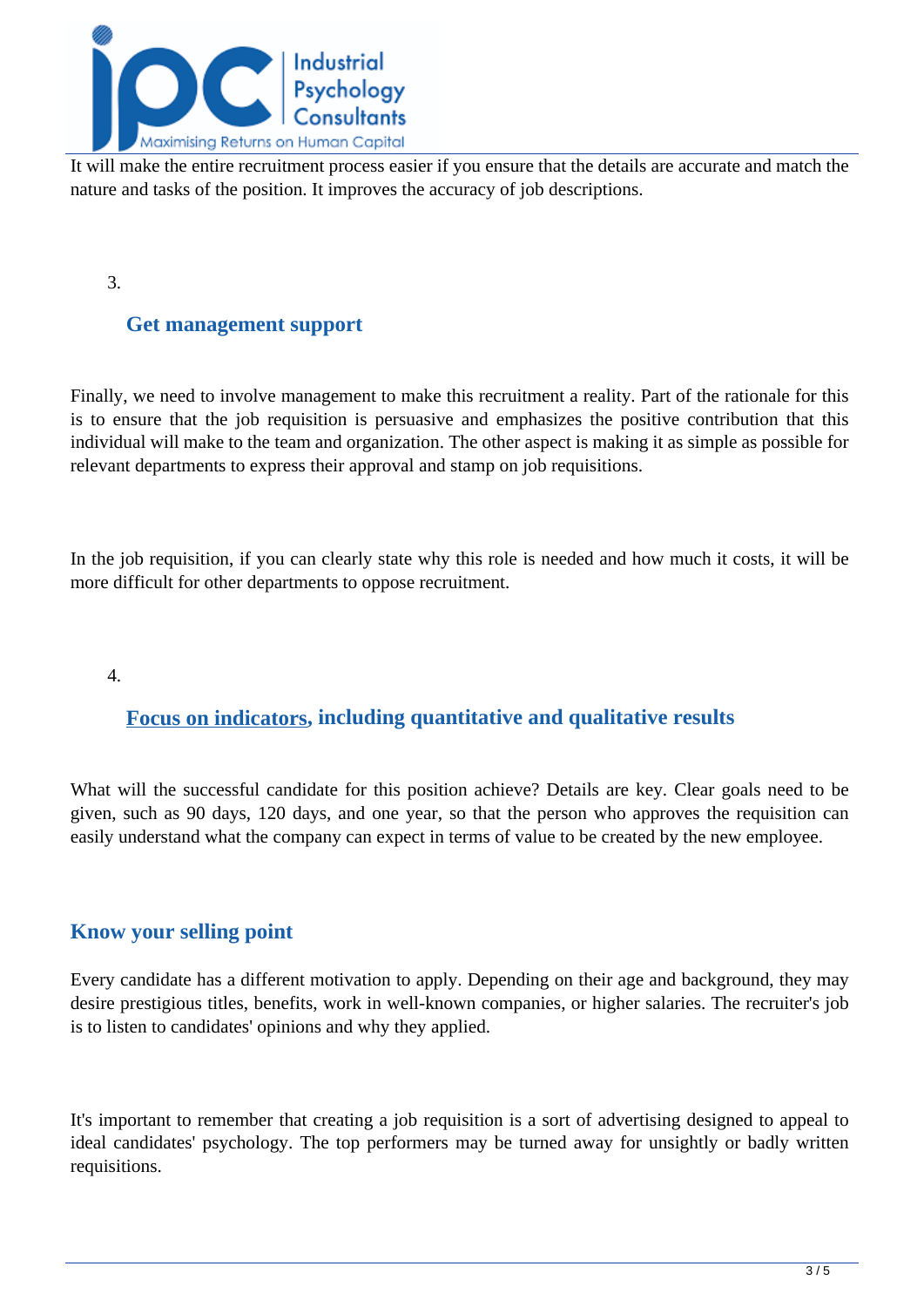It will make the entire recruitment process easier if you ensure that the details are accurate and match the nature and tasks of the position. It improves the accuracy of job descriptions.

3. 

### Get management support

Finally, we need to involve management to make this recruitment a reality. Part of the rationale for this is to ensure that the job requisition is persuasive and emphasizes the positive contribution that this individual will make to the team and organization. The other aspect is making it as simple as possible for relevant departments to express their approval and stamp on job requisitions.

In the job requisition, if you can clearly state why this role is needed and how much it costs, it will be more difficult for other departments to oppose recruitment.

4. 

### Focus on indicators, including quantitative and qualitative results

What will the successful candidate for this position achieve? Details are key. Clear goals need to be given, such as 90 days, 120 days, and one year, so that the person who approves the requisition can easily understand what the company can expect in terms of value to be created by the new employee.

## Know your selling point

Every candidate has a different motivation to apply. Depending on their age and background, they may desire prestigious titles, benefits, work in well-known companies, or higher salaries. The recruiter's job is to listen to candidates' opinions and why they applied.

It's important to remember that creating a job requisition is a sort of advertising designed to appeal to ideal candidates' psychology. The top performers may be turned away for unsightly or badly written requisitions.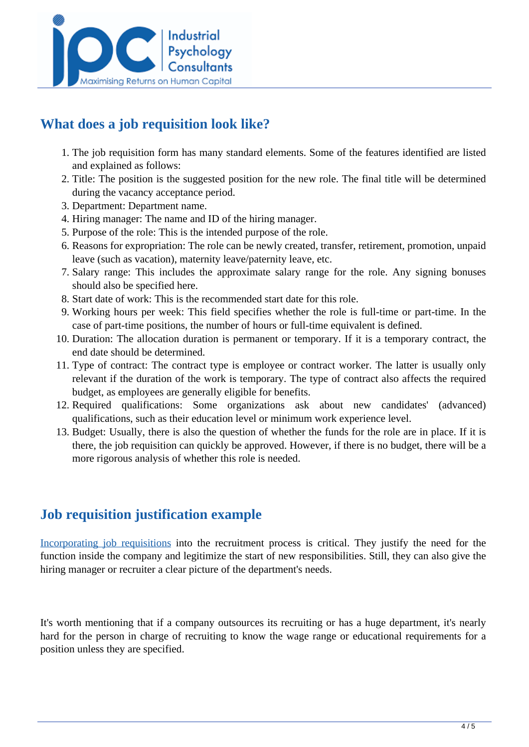## What does a job requisition look like?

1. The job requisition form has many standard elements. Some of the features identified are listed and explained as follows:
2. Title: The position is the suggested position for the new role. The final title will be determined during the vacancy acceptance period.
3. Department: Department name.
4. Hiring manager: The name and ID of the hiring manager.
5. Purpose of the role: This is the intended purpose of the role.
6. Reasons for expropriation: The role can be newly created, transfer, retirement, promotion, unpaid leave (such as vacation), maternity leave/paternity leave, etc.
7. Salary range: This includes the approximate salary range for the role. Any signing bonuses should also be specified here.
8. Start date of work: This is the recommended start date for this role.
9. Working hours per week: This field specifies whether the role is full-time or part-time. In the case of part-time positions, the number of hours or full-time equivalent is defined.
10. Duration: The allocation duration is permanent or temporary. If it is a temporary contract, the end date should be determined.
11. Type of contract: The contract type is employee or contract worker. The latter is usually only relevant if the duration of the work is temporary. The type of contract also affects the required budget, as employees are generally eligible for benefits.
12. Required qualifications: Some organizations ask about new candidates' (advanced) qualifications, such as their education level or minimum work experience level.
13. Budget: Usually, there is also the question of whether the funds for the role are in place. If it is there, the job requisition can quickly be approved. However, if there is no budget, there will be a more rigorous analysis of whether this role is needed.

## Job requisition justification example

Incorporating job requisitions into the recruitment process is critical. They justify the need for the function inside the company and legitimize the start of new responsibilities. Still, they can also give the hiring manager or recruiter a clear picture of the department's needs.

It's worth mentioning that if a company outsources its recruiting or has a huge department, it's nearly hard for the person in charge of recruiting to know the wage range or educational requirements for a position unless they are specified.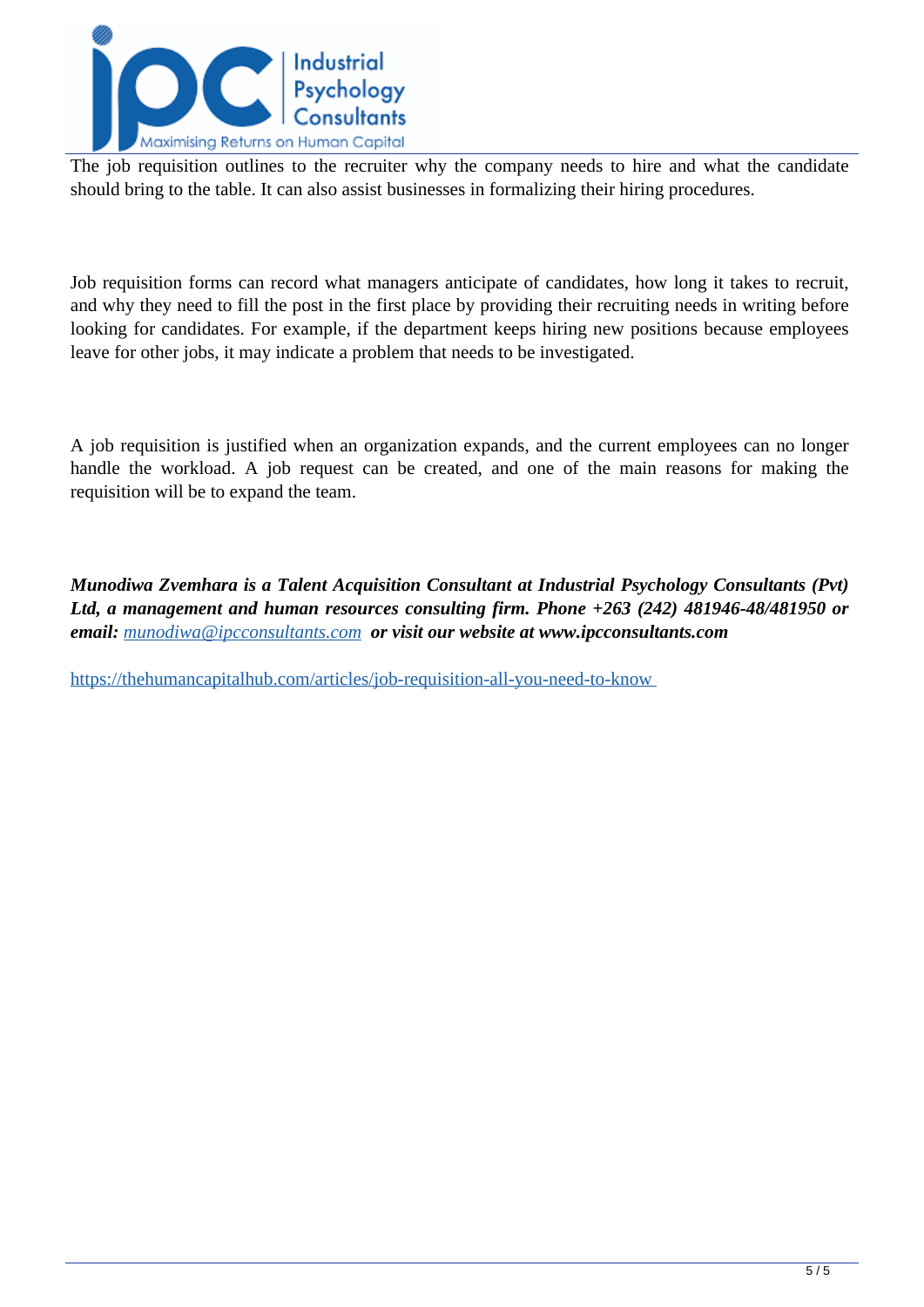The job requisition outlines to the recruiter why the company needs to hire and what the candidate should bring to the table. It can also assist businesses in formalizing their hiring procedures.

Job requisition forms can record what managers anticipate of candidates, how long it takes to recruit, and why they need to fill the post in the first place by providing their recruiting needs in writing before looking for candidates. For example, if the department keeps hiring new positions because employees leave for other jobs, it may indicate a problem that needs to be investigated.

A job requisition is justified when an organization expands, and the current employees can no longer handle the workload. A job request can be created, and one of the main reasons for making the requisition will be to expand the team.

***Munodiwa Zvemhara is a Talent Acquisition Consultant at Industrial Psychology Consultants (Pvt) Ltd, a management and human resources consulting firm. Phone +263 (242) 481946-48/481950 or email:*** [*munodiwa@ipcconsultants.com*](mailto:munodiwa@ipcconsultants.com) ***or visit our website at www.ipcconsultants.com***

[https://thehumancapitalhub.com/articles/job-requisition-all-you-need-to-know](https://thehumancapitalhub.com/articles/job-requisition-all-you-need-to-know)